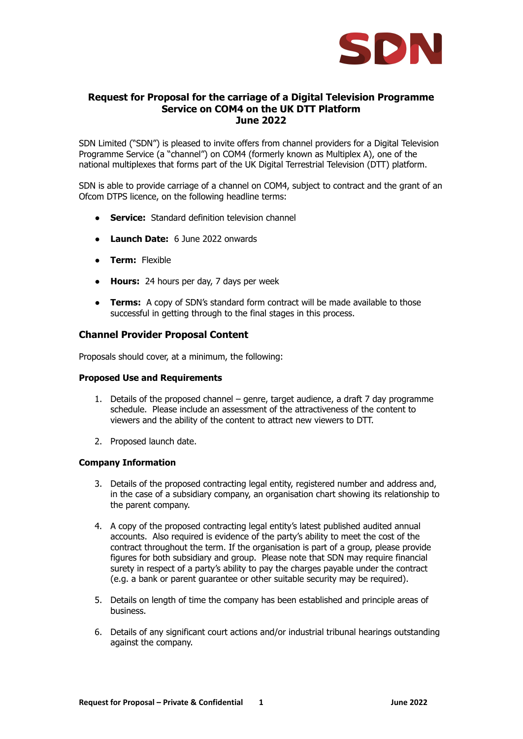# Request for Proposal for the carriage of a Digital Television Programme Service on COM4 on the UK DTT Platform
## June 2022

SDN Limited ("SDN") is pleased to invite offers from channel providers for a Digital Television Programme Service (a "channel") on COM4 (formerly known as Multiplex A), one of the national multiplexes that forms part of the UK Digital Terrestrial Television (DTT) platform.

SDN is able to provide carriage of a channel on COM4, subject to contract and the grant of an Ofcom DTPS licence, on the following headline terms:

- **Service:** Standard definition television channel
- **Launch Date:** 6 June 2022 onwards
- **Term:** Flexible
- **Hours:** 24 hours per day, 7 days per week
- **Terms:** A copy of SDN's standard form contract will be made available to those successful in getting through to the final stages in this process.

## Channel Provider Proposal Content

Proposals should cover, at a minimum, the following:

### Proposed Use and Requirements

1. Details of the proposed channel – genre, target audience, a draft 7 day programme schedule. Please include an assessment of the attractiveness of the content to viewers and the ability of the content to attract new viewers to DTT.
2. Proposed launch date.

### Company Information

3. Details of the proposed contracting legal entity, registered number and address and, in the case of a subsidiary company, an organisation chart showing its relationship to the parent company.
4. A copy of the proposed contracting legal entity's latest published audited annual accounts. Also required is evidence of the party's ability to meet the cost of the contract throughout the term. If the organisation is part of a group, please provide figures for both subsidiary and group. Please note that SDN may require financial surety in respect of a party's ability to pay the charges payable under the contract (e.g. a bank or parent guarantee or other suitable security may be required).
5. Details on length of time the company has been established and principle areas of business.
6. Details of any significant court actions and/or industrial tribunal hearings outstanding against the company.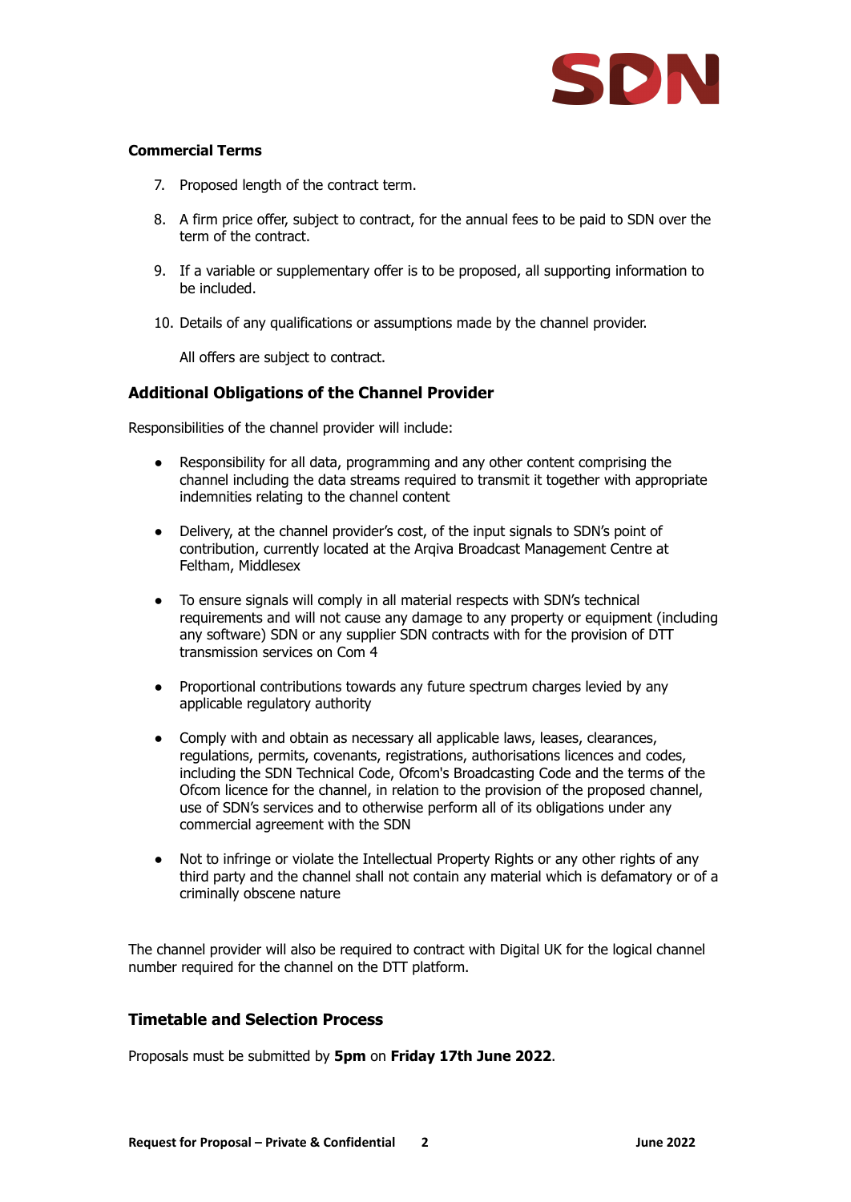**Commercial Terms**

7. Proposed length of the contract term.

8. A firm price offer, subject to contract, for the annual fees to be paid to SDN over the term of the contract.

9. If a variable or supplementary offer is to be proposed, all supporting information to be included.

10. Details of any qualifications or assumptions made by the channel provider.

    All offers are subject to contract.

## Additional Obligations of the Channel Provider

Responsibilities of the channel provider will include:

- Responsibility for all data, programming and any other content comprising the channel including the data streams required to transmit it together with appropriate indemnities relating to the channel content

- Delivery, at the channel provider's cost, of the input signals to SDN's point of contribution, currently located at the Arqiva Broadcast Management Centre at Feltham, Middlesex

- To ensure signals will comply in all material respects with SDN's technical requirements and will not cause any damage to any property or equipment (including any software) SDN or any supplier SDN contracts with for the provision of DTT transmission services on Com 4

- Proportional contributions towards any future spectrum charges levied by any applicable regulatory authority

- Comply with and obtain as necessary all applicable laws, leases, clearances, regulations, permits, covenants, registrations, authorisations licences and codes, including the SDN Technical Code, Ofcom's Broadcasting Code and the terms of the Ofcom licence for the channel, in relation to the provision of the proposed channel, use of SDN's services and to otherwise perform all of its obligations under any commercial agreement with the SDN

- Not to infringe or violate the Intellectual Property Rights or any other rights of any third party and the channel shall not contain any material which is defamatory or of a criminally obscene nature

The channel provider will also be required to contract with Digital UK for the logical channel number required for the channel on the DTT platform.

## Timetable and Selection Process

Proposals must be submitted by **5pm** on **Friday 17th June 2022**.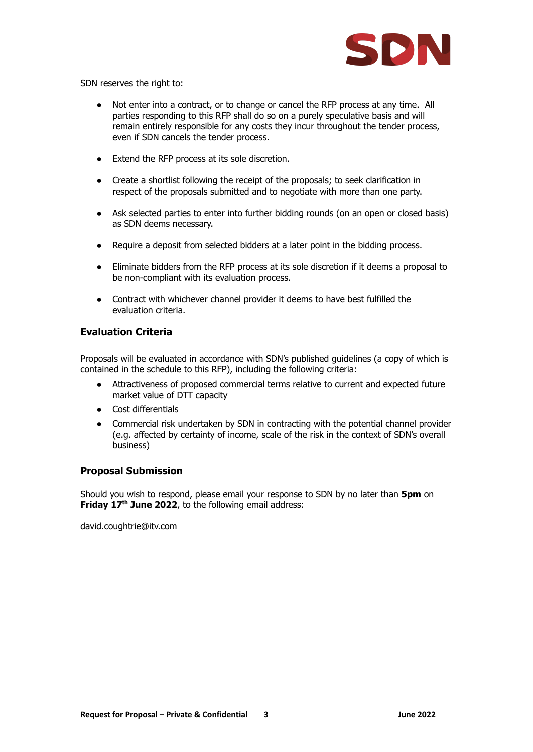SDN reserves the right to:

- Not enter into a contract, or to change or cancel the RFP process at any time. All parties responding to this RFP shall do so on a purely speculative basis and will remain entirely responsible for any costs they incur throughout the tender process, even if SDN cancels the tender process.

- Extend the RFP process at its sole discretion.

- Create a shortlist following the receipt of the proposals; to seek clarification in respect of the proposals submitted and to negotiate with more than one party.

- Ask selected parties to enter into further bidding rounds (on an open or closed basis) as SDN deems necessary.

- Require a deposit from selected bidders at a later point in the bidding process.

- Eliminate bidders from the RFP process at its sole discretion if it deems a proposal to be non-compliant with its evaluation process.

- Contract with whichever channel provider it deems to have best fulfilled the evaluation criteria.

## Evaluation Criteria

Proposals will be evaluated in accordance with SDN's published guidelines (a copy of which is contained in the schedule to this RFP), including the following criteria:

- Attractiveness of proposed commercial terms relative to current and expected future market value of DTT capacity
- Cost differentials
- Commercial risk undertaken by SDN in contracting with the potential channel provider (e.g. affected by certainty of income, scale of the risk in the context of SDN's overall business)

## Proposal Submission

Should you wish to respond, please email your response to SDN by no later than **5pm** on **Friday 17th June 2022**, to the following email address:

david.coughtrie@itv.com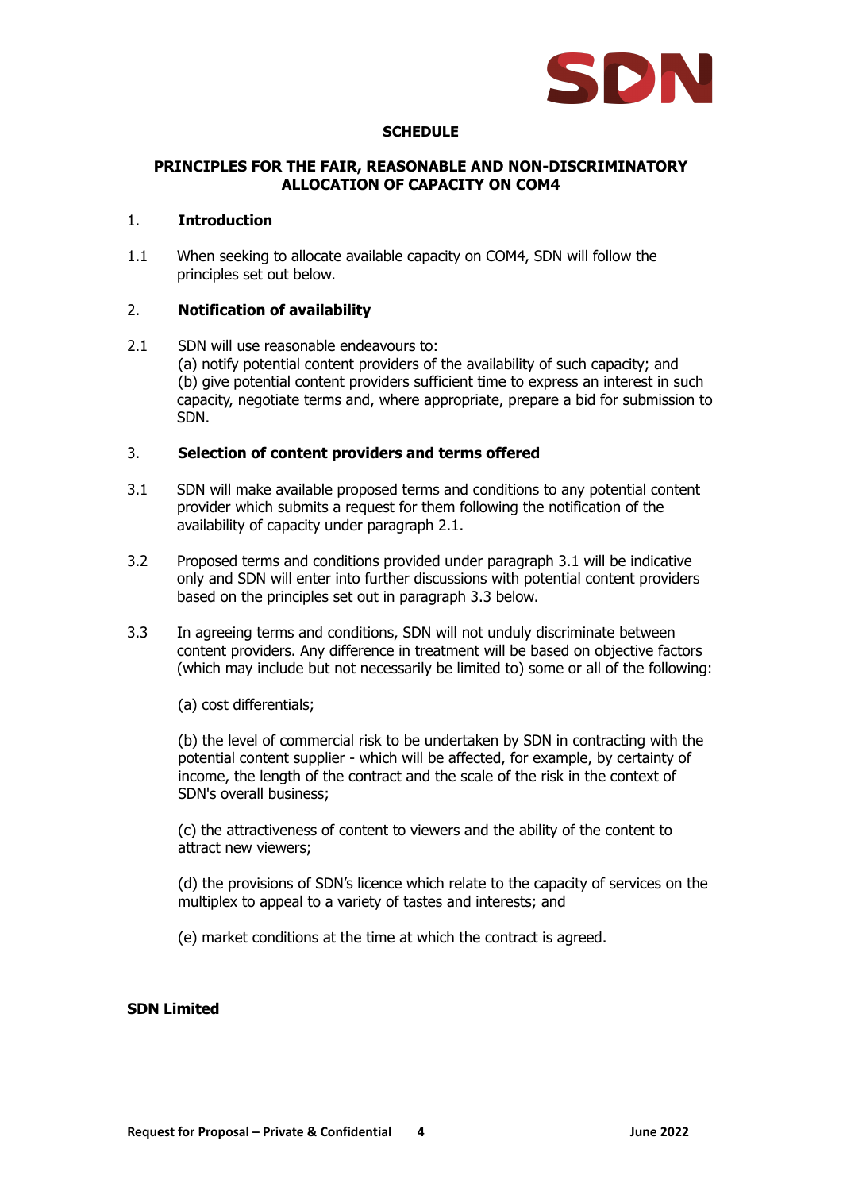**SCHEDULE**

**PRINCIPLES FOR THE FAIR, REASONABLE AND NON-DISCRIMINATORY ALLOCATION OF CAPACITY ON COM4**

## 1. Introduction

1.1 When seeking to allocate available capacity on COM4, SDN will follow the principles set out below.

## 2. Notification of availability

2.1 SDN will use reasonable endeavours to:
(a) notify potential content providers of the availability of such capacity; and
(b) give potential content providers sufficient time to express an interest in such capacity, negotiate terms and, where appropriate, prepare a bid for submission to SDN.

## 3. Selection of content providers and terms offered

3.1 SDN will make available proposed terms and conditions to any potential content provider which submits a request for them following the notification of the availability of capacity under paragraph 2.1.

3.2 Proposed terms and conditions provided under paragraph 3.1 will be indicative only and SDN will enter into further discussions with potential content providers based on the principles set out in paragraph 3.3 below.

3.3 In agreeing terms and conditions, SDN will not unduly discriminate between content providers. Any difference in treatment will be based on objective factors (which may include but not necessarily be limited to) some or all of the following:

(a) cost differentials;

(b) the level of commercial risk to be undertaken by SDN in contracting with the potential content supplier - which will be affected, for example, by certainty of income, the length of the contract and the scale of the risk in the context of SDN's overall business;

(c) the attractiveness of content to viewers and the ability of the content to attract new viewers;

(d) the provisions of SDN's licence which relate to the capacity of services on the multiplex to appeal to a variety of tastes and interests; and

(e) market conditions at the time at which the contract is agreed.

**SDN Limited**